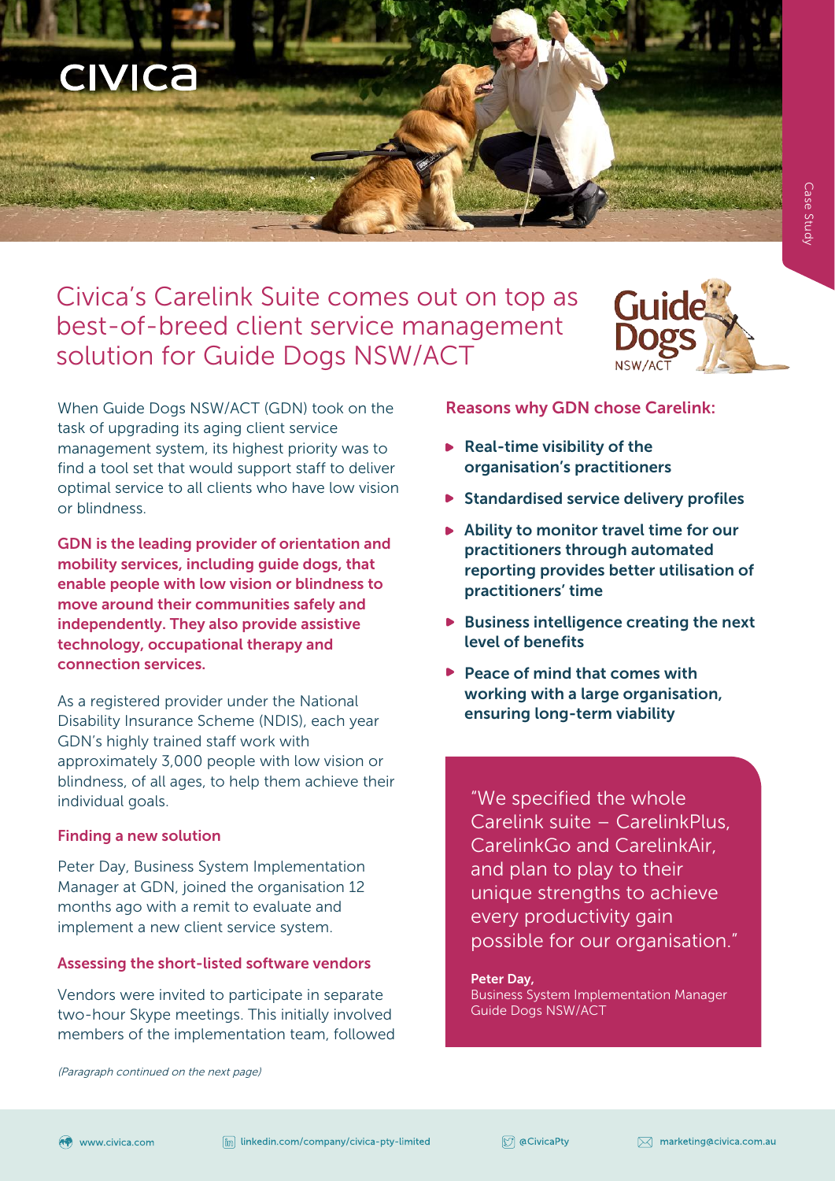# Civica's Carelink Suite comes out on top as best-of-breed client service management solution for Guide Dogs NSW/ACT

When Guide Dogs NSW/ACT (GDN) took on the task of upgrading its aging client service management system, its highest priority was to find a tool set that would support staff to deliver optimal service to all clients who have low vision or blindness.

**GDN is the leading provider of orientation and mobility services, including guide dogs, that enable people with low vision or blindness to move around their communities safely and independently. They also provide assistive technology, occupational therapy and connection services.**

As a registered provider under the National Disability Insurance Scheme (NDIS), each year GDN's highly trained staff work with approximately 3,000 people with low vision or blindness, of all ages, to help them achieve their individual goals.

### Finding a new solution

Peter Day, Business System Implementation Manager at GDN, joined the organisation 12 months ago with a remit to evaluate and implement a new client service system.

### Assessing the short-listed software vendors

Vendors were invited to participate in separate two-hour Skype meetings. This initially involved members of the implementation team, followed

*(Paragraph continued on the next page)*

### Reasons why GDN chose Carelink:

- **Real-time visibility of the organisation's practitioners**
- **Standardised service delivery profiles**
- **Ability to monitor travel time for our practitioners through automated reporting provides better utilisation of practitioners' time**
- **Business intelligence creating the next level of benefits**
- **Peace of mind that comes with working with a large organisation, ensuring long-term viability**

> "We specified the whole Carelink suite – CarelinkPlus, CarelinkGo and CarelinkAir, and plan to play to their unique strengths to achieve every productivity gain possible for our organisation."
>
> **Peter Day,**
> Business System Implementation Manager
> Guide Dogs NSW/ACT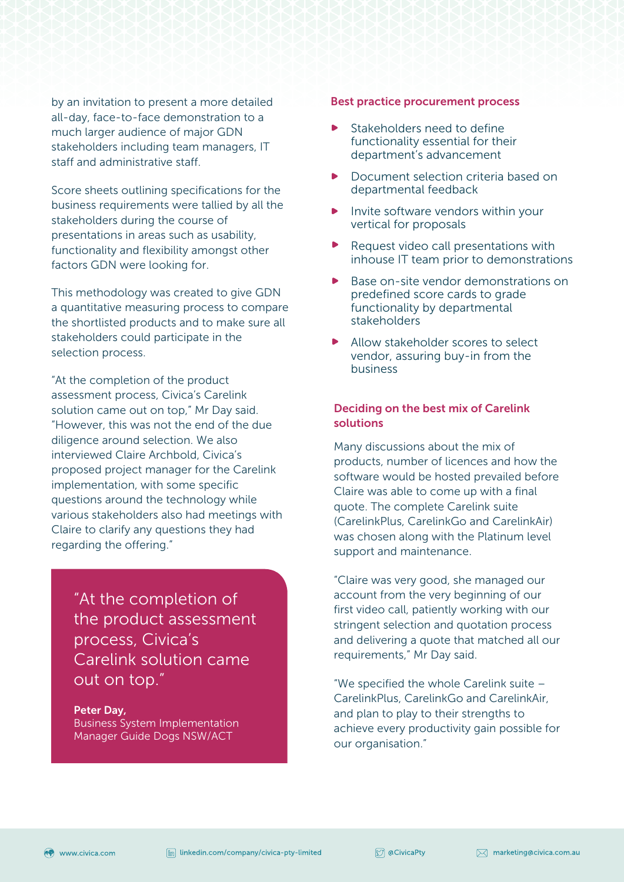by an invitation to present a more detailed all-day, face-to-face demonstration to a much larger audience of major GDN stakeholders including team managers, IT staff and administrative staff.

Score sheets outlining specifications for the business requirements were tallied by all the stakeholders during the course of presentations in areas such as usability, functionality and flexibility amongst other factors GDN were looking for.

This methodology was created to give GDN a quantitative measuring process to compare the shortlisted products and to make sure all stakeholders could participate in the selection process.

"At the completion of the product assessment process, Civica's Carelink solution came out on top," Mr Day said. "However, this was not the end of the due diligence around selection. We also interviewed Claire Archbold, Civica's proposed project manager for the Carelink implementation, with some specific questions around the technology while various stakeholders also had meetings with Claire to clarify any questions they had regarding the offering."

> "At the completion of the product assessment process, Civica's Carelink solution came out on top."
>
> **Peter Day,**
> Business System Implementation Manager Guide Dogs NSW/ACT

### Best practice procurement process

- Stakeholders need to define functionality essential for their department's advancement
- Document selection criteria based on departmental feedback
- Invite software vendors within your vertical for proposals
- Request video call presentations with inhouse IT team prior to demonstrations
- Base on-site vendor demonstrations on predefined score cards to grade functionality by departmental stakeholders
- Allow stakeholder scores to select vendor, assuring buy-in from the business

### Deciding on the best mix of Carelink solutions

Many discussions about the mix of products, number of licences and how the software would be hosted prevailed before Claire was able to come up with a final quote. The complete Carelink suite (CarelinkPlus, CarelinkGo and CarelinkAir) was chosen along with the Platinum level support and maintenance.

"Claire was very good, she managed our account from the very beginning of our first video call, patiently working with our stringent selection and quotation process and delivering a quote that matched all our requirements," Mr Day said.

"We specified the whole Carelink suite – CarelinkPlus, CarelinkGo and CarelinkAir, and plan to play to their strengths to achieve every productivity gain possible for our organisation."

www.civica.com | linkedin.com/company/civica-pty-limited | @CivicaPty | marketing@civica.com.au